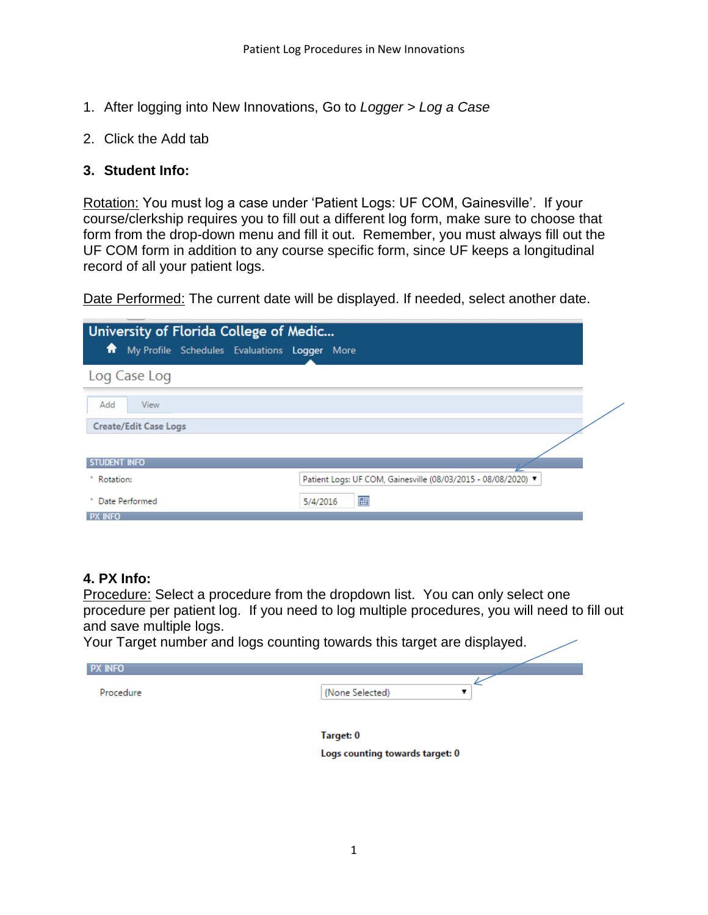1. After logging into New Innovations, Go to *Logger > Log a Case*

2. Click the Add tab

3. **Student Info:**

Rotation: You must log a case under 'Patient Logs: UF COM, Gainesville'. If your course/clerkship requires you to fill out a different log form, make sure to choose that form from the drop-down menu and fill it out. Remember, you must always fill out the UF COM form in addition to any course specific form, since UF keeps a longitudinal record of all your patient logs.

Date Performed: The current date will be displayed. If needed, select another date.

University of Florida College of Medic...

My Profile Schedules Evaluations Logger More

Log Case Log

Add View

Create/Edit Case Logs

STUDENT INFO

* Rotation: Patient Logs: UF COM, Gainesville (08/03/2015 - 08/08/2020)

* Date Performed 5/4/2016

PX INFO

**4. PX Info:**

Procedure: Select a procedure from the dropdown list. You can only select one procedure per patient log. If you need to log multiple procedures, you will need to fill out and save multiple logs.

Your Target number and logs counting towards this target are displayed.

PX INFO

Procedure (None Selected)

**Target: 0**

**Logs counting towards target: 0**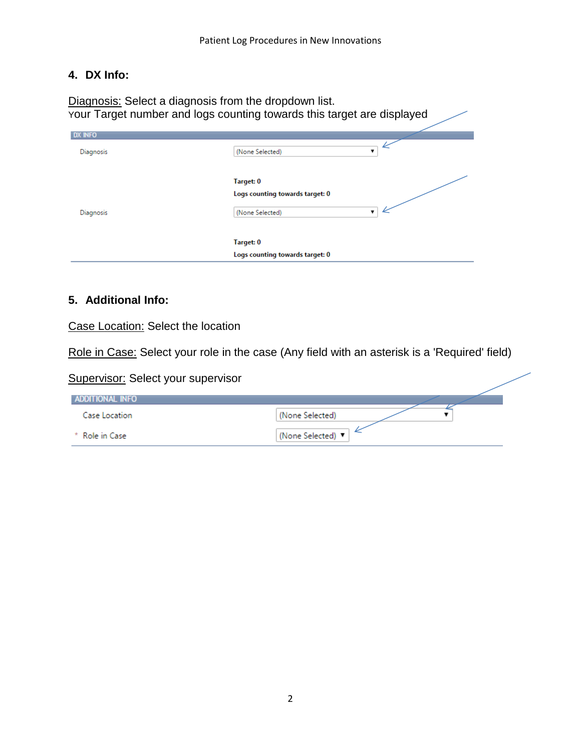4. **DX Info:**

Diagnosis: Select a diagnosis from the dropdown list.
Your Target number and logs counting towards this target are displayed

| DX INFO | |
|---|---|
| Diagnosis | (None Selected) |
| | **Target: 0** |
| | **Logs counting towards target: 0** |
| Diagnosis | (None Selected) |
| | **Target: 0** |
| | **Logs counting towards target: 0** |

5. **Additional Info:**

Case Location: Select the location

Role in Case: Select your role in the case (Any field with an asterisk is a 'Required' field)

Supervisor: Select your supervisor

| ADDITIONAL INFO | |
|---|---|
| Case Location | (None Selected) |
| * Role in Case | (None Selected) |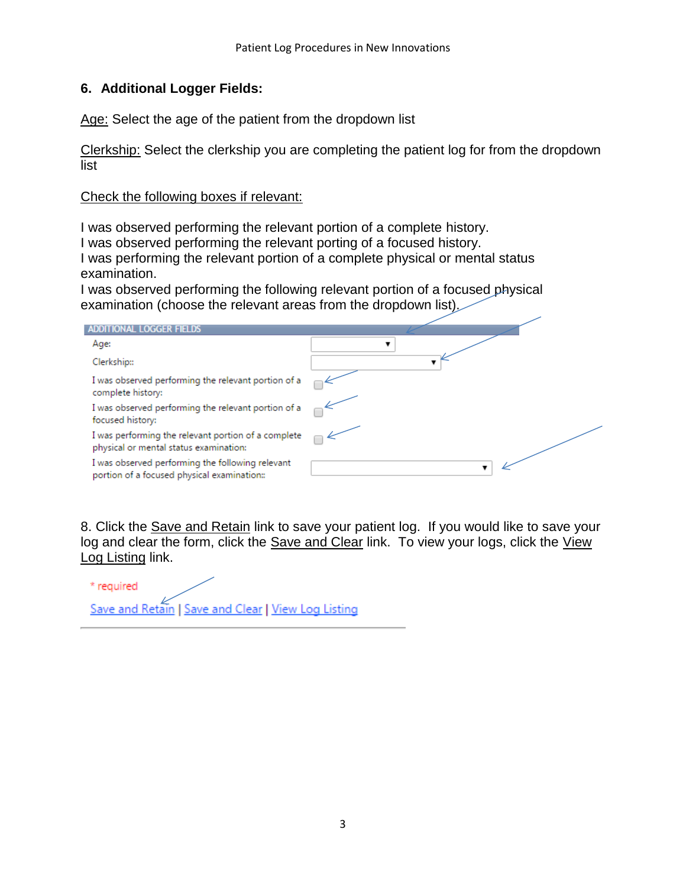## 6. Additional Logger Fields:

Age: Select the age of the patient from the dropdown list

Clerkship: Select the clerkship you are completing the patient log for from the dropdown list

Check the following boxes if relevant:

I was observed performing the relevant portion of a complete history.
I was observed performing the relevant porting of a focused history.
I was performing the relevant portion of a complete physical or mental status examination.
I was observed performing the following relevant portion of a focused physical examination (choose the relevant areas from the dropdown list).

ADDITIONAL LOGGER FIELDS

Age:

Clerkship::

I was observed performing the relevant portion of a complete history:

I was observed performing the relevant portion of a focused history:

I was performing the relevant portion of a complete physical or mental status examination:

I was observed performing the following relevant portion of a focused physical examination::

8. Click the Save and Retain link to save your patient log. If you would like to save your log and clear the form, click the Save and Clear link. To view your logs, click the View Log Listing link.

\* required

Save and Retain | Save and Clear | View Log Listing